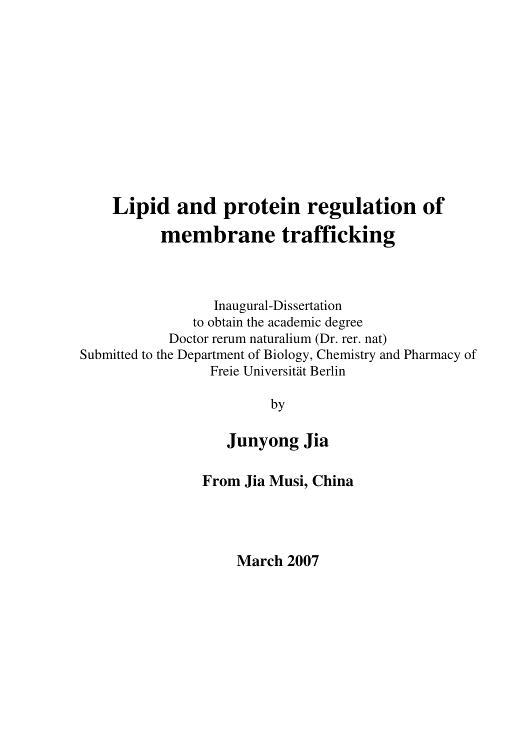# Lipid and protein regulation of membrane trafficking

Inaugural-Dissertation
to obtain the academic degree
Doctor rerum naturalium (Dr. rer. nat)
Submitted to the Department of Biology, Chemistry and Pharmacy of
Freie Universität Berlin

by

## Junyong Jia

**From Jia Musi, China**

**March 2007**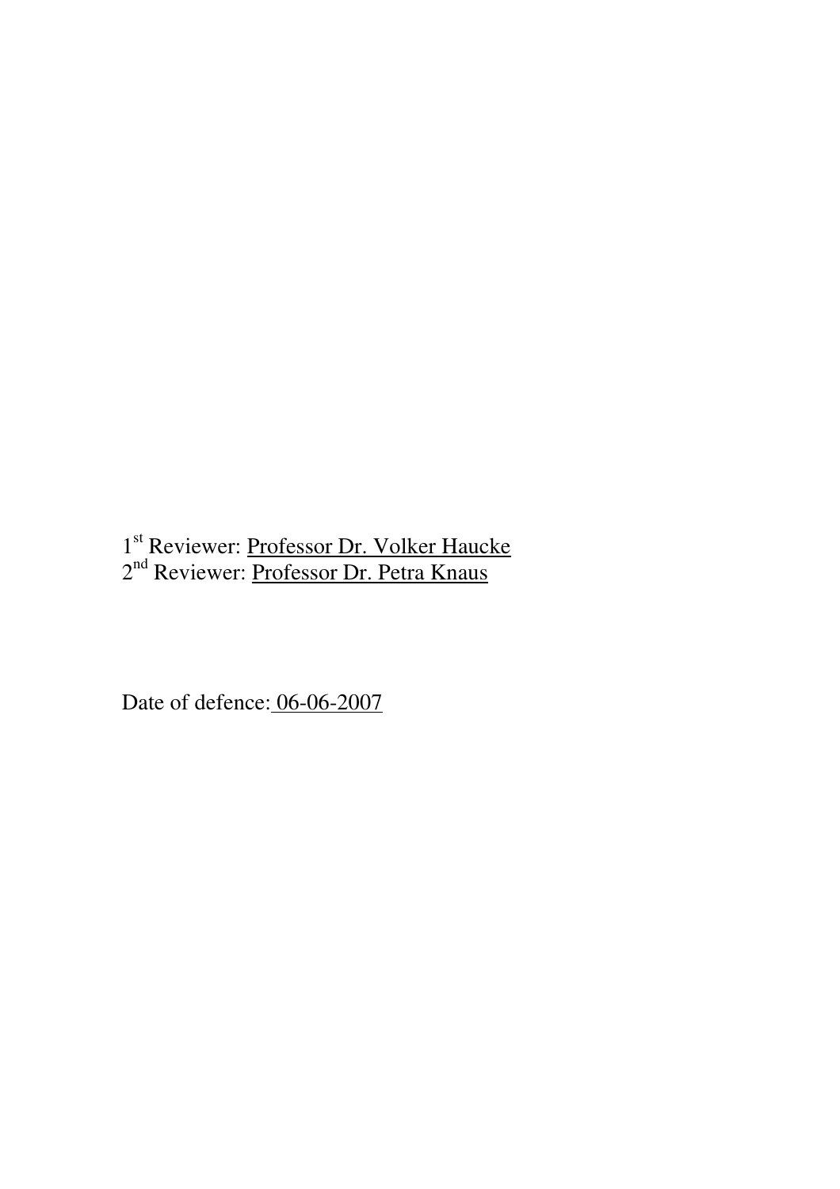1st Reviewer: Professor Dr. Volker Haucke
2nd Reviewer: Professor Dr. Petra Knaus

Date of defence: 06-06-2007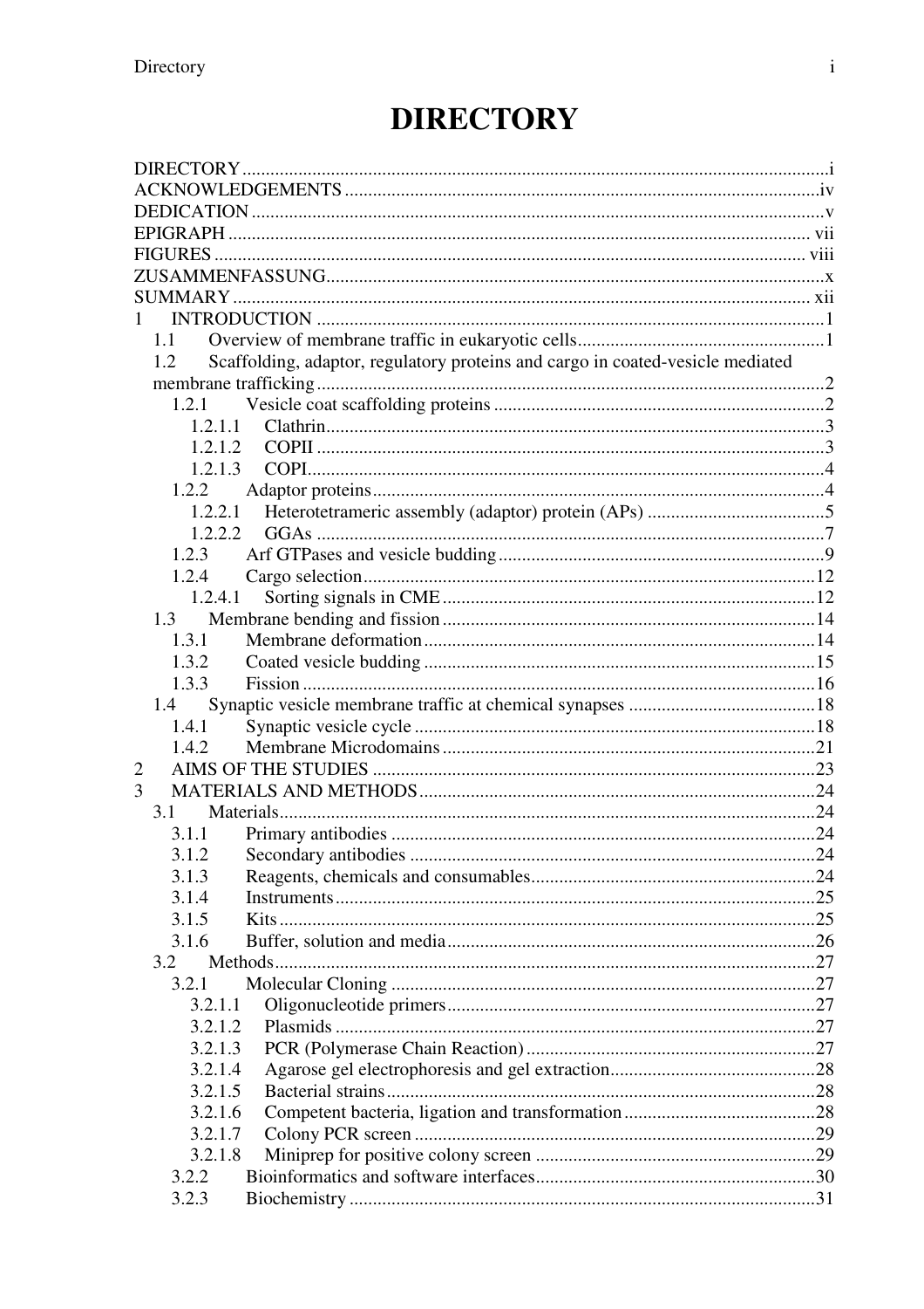# DIRECTORY

DIRECTORY ... i
ACKNOWLEDGEMENTS ... iv
DEDICATION ... v
EPIGRAPH ... vii
FIGURES ... viii
ZUSAMMENFASSUNG ... x
SUMMARY ... xii

1 INTRODUCTION ... 1
- 1.1 Overview of membrane traffic in eukaryotic cells ... 1
- 1.2 Scaffolding, adaptor, regulatory proteins and cargo in coated-vesicle mediated membrane trafficking ... 2
  - 1.2.1 Vesicle coat scaffolding proteins ... 2
    - 1.2.1.1 Clathrin ... 3
    - 1.2.1.2 COPII ... 3
    - 1.2.1.3 COPI ... 4
  - 1.2.2 Adaptor proteins ... 4
    - 1.2.2.1 Heterotetrameric assembly (adaptor) protein (APs) ... 5
    - 1.2.2.2 GGAs ... 7
  - 1.2.3 Arf GTPases and vesicle budding ... 9
  - 1.2.4 Cargo selection ... 12
    - 1.2.4.1 Sorting signals in CME ... 12
- 1.3 Membrane bending and fission ... 14
  - 1.3.1 Membrane deformation ... 14
  - 1.3.2 Coated vesicle budding ... 15
  - 1.3.3 Fission ... 16
- 1.4 Synaptic vesicle membrane traffic at chemical synapses ... 18
  - 1.4.1 Synaptic vesicle cycle ... 18
  - 1.4.2 Membrane Microdomains ... 21

2 AIMS OF THE STUDIES ... 23

3 MATERIALS AND METHODS ... 24
- 3.1 Materials ... 24
  - 3.1.1 Primary antibodies ... 24
  - 3.1.2 Secondary antibodies ... 24
  - 3.1.3 Reagents, chemicals and consumables ... 24
  - 3.1.4 Instruments ... 25
  - 3.1.5 Kits ... 25
  - 3.1.6 Buffer, solution and media ... 26
- 3.2 Methods ... 27
  - 3.2.1 Molecular Cloning ... 27
    - 3.2.1.1 Oligonucleotide primers ... 27
    - 3.2.1.2 Plasmids ... 27
    - 3.2.1.3 PCR (Polymerase Chain Reaction) ... 27
    - 3.2.1.4 Agarose gel electrophoresis and gel extraction ... 28
    - 3.2.1.5 Bacterial strains ... 28
    - 3.2.1.6 Competent bacteria, ligation and transformation ... 28
    - 3.2.1.7 Colony PCR screen ... 29
    - 3.2.1.8 Miniprep for positive colony screen ... 29
  - 3.2.2 Bioinformatics and software interfaces ... 30
  - 3.2.3 Biochemistry ... 31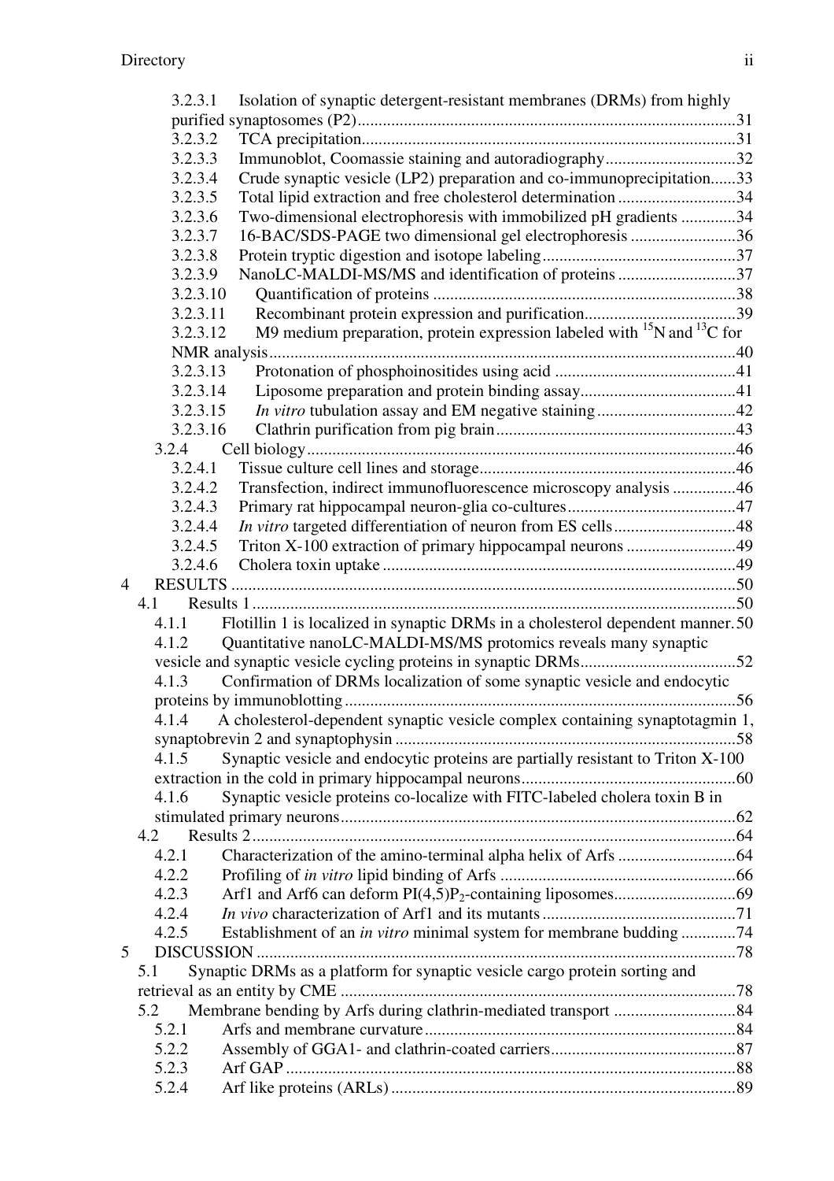3.2.3.1 Isolation of synaptic detergent-resistant membranes (DRMs) from highly purified synaptosomes (P2) ... 31
3.2.3.2 TCA precipitation ... 31
3.2.3.3 Immunoblot, Coomassie staining and autoradiography ... 32
3.2.3.4 Crude synaptic vesicle (LP2) preparation and co-immunoprecipitation ... 33
3.2.3.5 Total lipid extraction and free cholesterol determination ... 34
3.2.3.6 Two-dimensional electrophoresis with immobilized pH gradients ... 34
3.2.3.7 16-BAC/SDS-PAGE two dimensional gel electrophoresis ... 36
3.2.3.8 Protein tryptic digestion and isotope labeling ... 37
3.2.3.9 NanoLC-MALDI-MS/MS and identification of proteins ... 37
3.2.3.10 Quantification of proteins ... 38
3.2.3.11 Recombinant protein expression and purification ... 39
3.2.3.12 M9 medium preparation, protein expression labeled with $^{15}N$ and $^{13}C$ for NMR analysis ... 40
3.2.3.13 Protonation of phosphoinositides using acid ... 41
3.2.3.14 Liposome preparation and protein binding assay ... 41
3.2.3.15 *In vitro* tubulation assay and EM negative staining ... 42
3.2.3.16 Clathrin purification from pig brain ... 43

3.2.4 Cell biology ... 46

3.2.4.1 Tissue culture cell lines and storage ... 46
3.2.4.2 Transfection, indirect immunofluorescence microscopy analysis ... 46
3.2.4.3 Primary rat hippocampal neuron-glia co-cultures ... 47
3.2.4.4 *In vitro* targeted differentiation of neuron from ES cells ... 48
3.2.4.5 Triton X-100 extraction of primary hippocampal neurons ... 49
3.2.4.6 Cholera toxin uptake ... 49

4 RESULTS ... 50

4.1 Results 1 ... 50

4.1.1 Flotillin 1 is localized in synaptic DRMs in a cholesterol dependent manner. 50
4.1.2 Quantitative nanoLC-MALDI-MS/MS protomics reveals many synaptic vesicle and synaptic vesicle cycling proteins in synaptic DRMs ... 52
4.1.3 Confirmation of DRMs localization of some synaptic vesicle and endocytic proteins by immunoblotting ... 56
4.1.4 A cholesterol-dependent synaptic vesicle complex containing synaptotagmin 1, synaptobrevin 2 and synaptophysin ... 58
4.1.5 Synaptic vesicle and endocytic proteins are partially resistant to Triton X-100 extraction in the cold in primary hippocampal neurons ... 60
4.1.6 Synaptic vesicle proteins co-localize with FITC-labeled cholera toxin B in stimulated primary neurons ... 62

4.2 Results 2 ... 64

4.2.1 Characterization of the amino-terminal alpha helix of Arfs ... 64
4.2.2 Profiling of *in vitro* lipid binding of Arfs ... 66
4.2.3 Arf1 and Arf6 can deform PI(4,5)$P_2$-containing liposomes ... 69
4.2.4 *In vivo* characterization of Arf1 and its mutants ... 71
4.2.5 Establishment of an *in vitro* minimal system for membrane budding ... 74

5 DISCUSSION ... 78

5.1 Synaptic DRMs as a platform for synaptic vesicle cargo protein sorting and retrieval as an entity by CME ... 78

5.2 Membrane bending by Arfs during clathrin-mediated transport ... 84

5.2.1 Arfs and membrane curvature ... 84
5.2.2 Assembly of GGA1- and clathrin-coated carriers ... 87
5.2.3 Arf GAP ... 88
5.2.4 Arf like proteins (ARLs) ... 89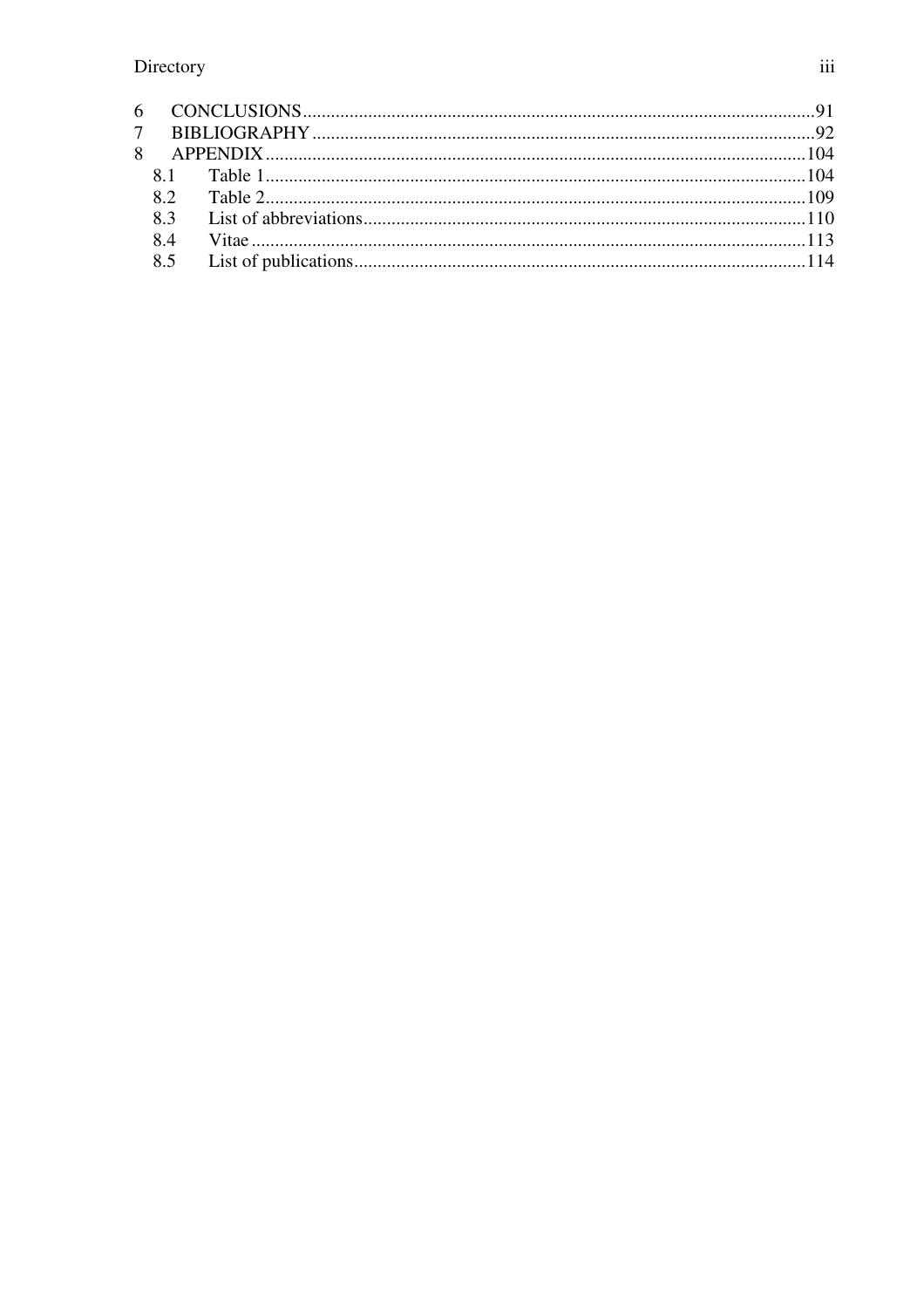6 CONCLUSIONS....91

7 BIBLIOGRAPHY....92

8 APPENDIX....104

- 8.1 Table 1....104
- 8.2 Table 2....109
- 8.3 List of abbreviations....110
- 8.4 Vitae....113
- 8.5 List of publications....114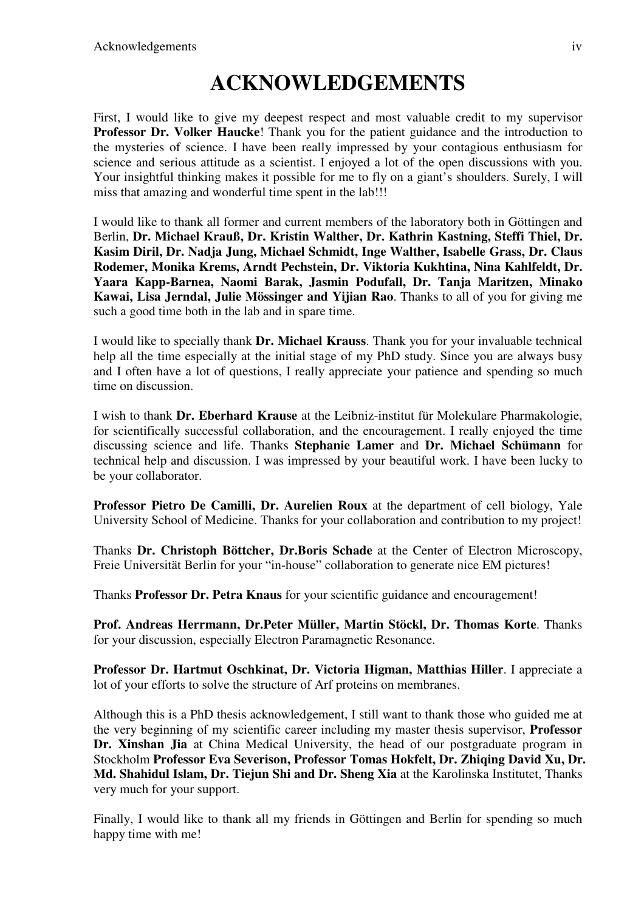# ACKNOWLEDGEMENTS

First, I would like to give my deepest respect and most valuable credit to my supervisor **Professor Dr. Volker Haucke**! Thank you for the patient guidance and the introduction to the mysteries of science. I have been really impressed by your contagious enthusiasm for science and serious attitude as a scientist. I enjoyed a lot of the open discussions with you. Your insightful thinking makes it possible for me to fly on a giant's shoulders. Surely, I will miss that amazing and wonderful time spent in the lab!!!

I would like to thank all former and current members of the laboratory both in Göttingen and Berlin, **Dr. Michael Krauß, Dr. Kristin Walther, Dr. Kathrin Kastning, Steffi Thiel, Dr. Kasim Diril, Dr. Nadja Jung, Michael Schmidt, Inge Walther, Isabelle Grass, Dr. Claus Rodemer, Monika Krems, Arndt Pechstein, Dr. Viktoria Kukhtina, Nina Kahlfeldt, Dr. Yaara Kapp-Barnea, Naomi Barak, Jasmin Podufall, Dr. Tanja Maritzen, Minako Kawai, Lisa Jerndal, Julie Mössinger and Yijian Rao**. Thanks to all of you for giving me such a good time both in the lab and in spare time.

I would like to specially thank **Dr. Michael Krauss**. Thank you for your invaluable technical help all the time especially at the initial stage of my PhD study. Since you are always busy and I often have a lot of questions, I really appreciate your patience and spending so much time on discussion.

I wish to thank **Dr. Eberhard Krause** at the Leibniz-institut für Molekulare Pharmakologie, for scientifically successful collaboration, and the encouragement. I really enjoyed the time discussing science and life. Thanks **Stephanie Lamer** and **Dr. Michael Schümann** for technical help and discussion. I was impressed by your beautiful work. I have been lucky to be your collaborator.

**Professor Pietro De Camilli, Dr. Aurelien Roux** at the department of cell biology, Yale University School of Medicine. Thanks for your collaboration and contribution to my project!

Thanks **Dr. Christoph Böttcher, Dr.Boris Schade** at the Center of Electron Microscopy, Freie Universität Berlin for your "in-house" collaboration to generate nice EM pictures!

Thanks **Professor Dr. Petra Knaus** for your scientific guidance and encouragement!

**Prof. Andreas Herrmann, Dr.Peter Müller, Martin Stöckl, Dr. Thomas Korte**. Thanks for your discussion, especially Electron Paramagnetic Resonance.

**Professor Dr. Hartmut Oschkinat, Dr. Victoria Higman, Matthias Hiller**. I appreciate a lot of your efforts to solve the structure of Arf proteins on membranes.

Although this is a PhD thesis acknowledgement, I still want to thank those who guided me at the very beginning of my scientific career including my master thesis supervisor, **Professor Dr. Xinshan Jia** at China Medical University, the head of our postgraduate program in Stockholm **Professor Eva Severison, Professor Tomas Hokfelt, Dr. Zhiqing David Xu, Dr. Md. Shahidul Islam, Dr. Tiejun Shi and Dr. Sheng Xia** at the Karolinska Institutet, Thanks very much for your support.

Finally, I would like to thank all my friends in Göttingen and Berlin for spending so much happy time with me!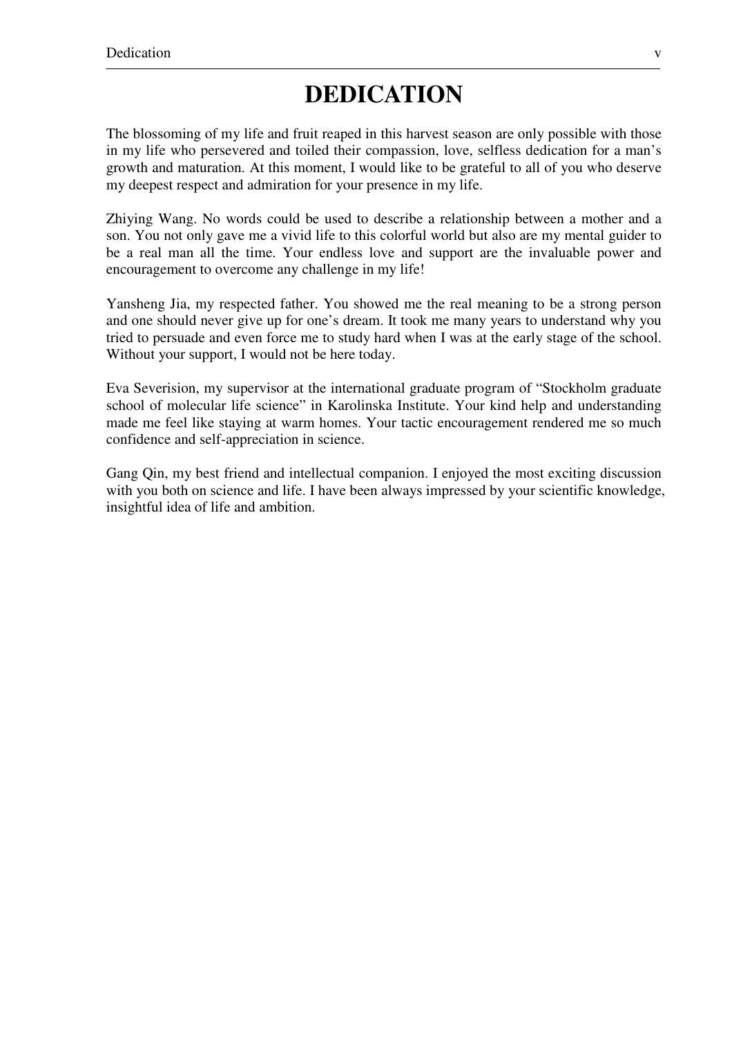# DEDICATION

The blossoming of my life and fruit reaped in this harvest season are only possible with those in my life who persevered and toiled their compassion, love, selfless dedication for a man's growth and maturation. At this moment, I would like to be grateful to all of you who deserve my deepest respect and admiration for your presence in my life.

Zhiying Wang. No words could be used to describe a relationship between a mother and a son. You not only gave me a vivid life to this colorful world but also are my mental guider to be a real man all the time. Your endless love and support are the invaluable power and encouragement to overcome any challenge in my life!

Yansheng Jia, my respected father. You showed me the real meaning to be a strong person and one should never give up for one's dream. It took me many years to understand why you tried to persuade and even force me to study hard when I was at the early stage of the school. Without your support, I would not be here today.

Eva Severision, my supervisor at the international graduate program of "Stockholm graduate school of molecular life science" in Karolinska Institute. Your kind help and understanding made me feel like staying at warm homes. Your tactic encouragement rendered me so much confidence and self-appreciation in science.

Gang Qin, my best friend and intellectual companion. I enjoyed the most exciting discussion with you both on science and life. I have been always impressed by your scientific knowledge, insightful idea of life and ambition.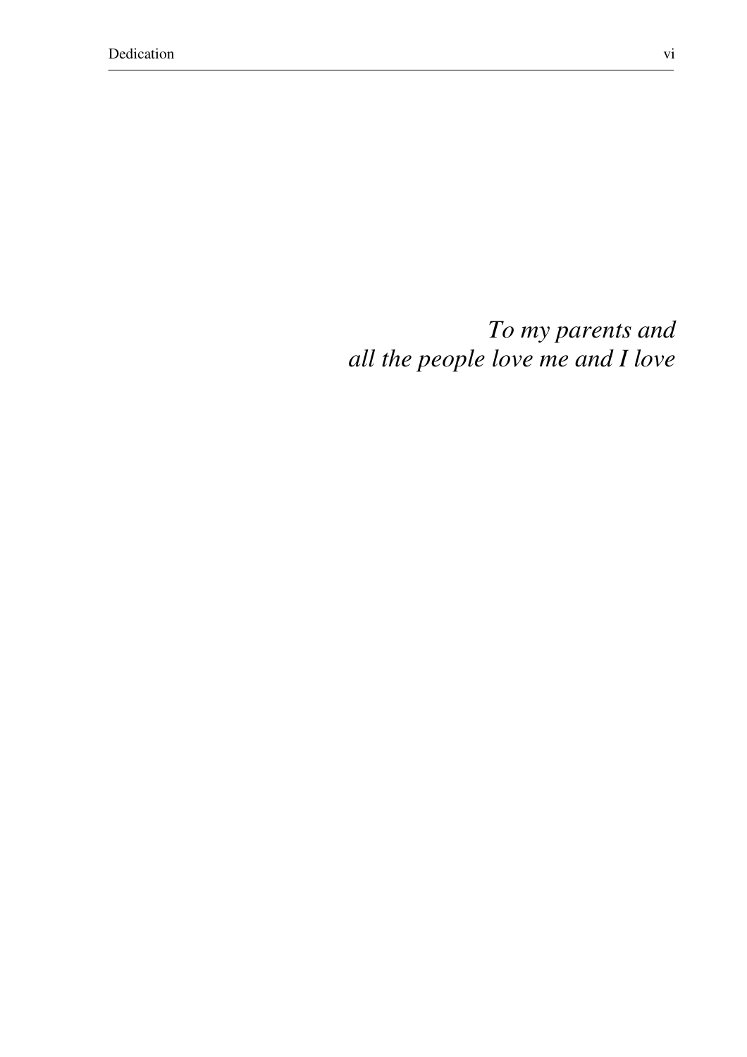*To my parents and*
*all the people love me and I love*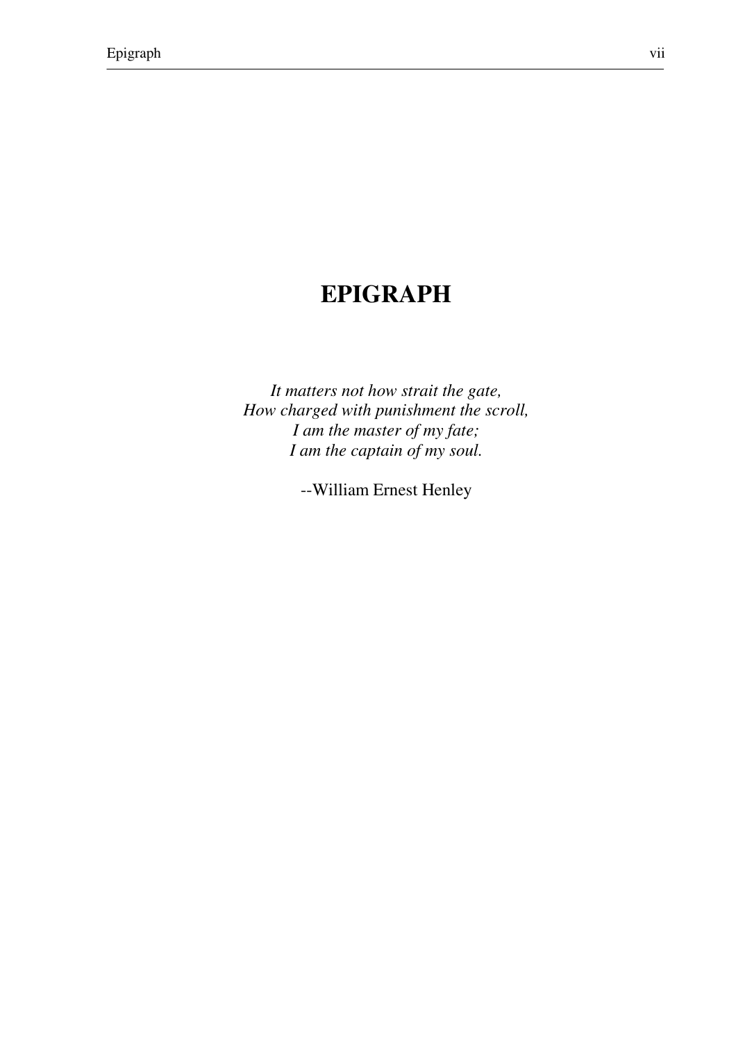# EPIGRAPH

*It matters not how strait the gate,*
*How charged with punishment the scroll,*
*I am the master of my fate;*
*I am the captain of my soul.*

--William Ernest Henley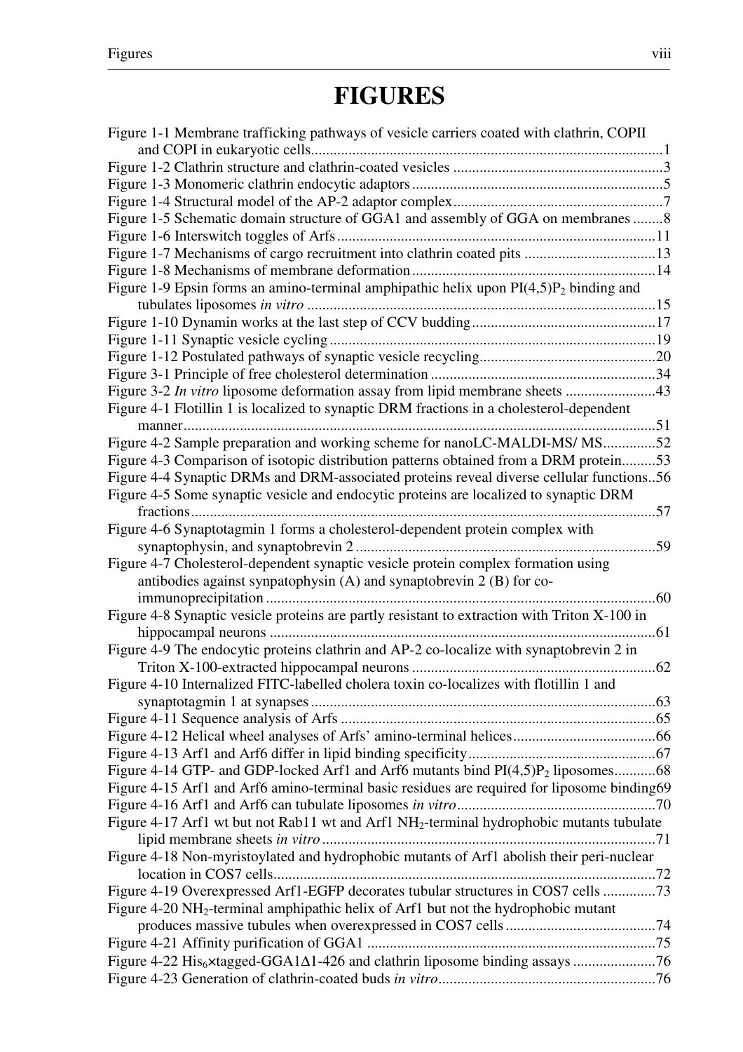# FIGURES

Figure 1-1 Membrane trafficking pathways of vesicle carriers coated with clathrin, COPII and COPI in eukaryotic cells....1

Figure 1-2 Clathrin structure and clathrin-coated vesicles....3

Figure 1-3 Monomeric clathrin endocytic adaptors....5

Figure 1-4 Structural model of the AP-2 adaptor complex....7

Figure 1-5 Schematic domain structure of GGA1 and assembly of GGA on membranes....8

Figure 1-6 Interswitch toggles of Arfs....11

Figure 1-7 Mechanisms of cargo recruitment into clathrin coated pits....13

Figure 1-8 Mechanisms of membrane deformation....14

Figure 1-9 Epsin forms an amino-terminal amphipathic helix upon $PI(4,5)P_2$ binding and tubulates liposomes *in vitro*....15

Figure 1-10 Dynamin works at the last step of CCV budding....17

Figure 1-11 Synaptic vesicle cycling....19

Figure 1-12 Postulated pathways of synaptic vesicle recycling....20

Figure 3-1 Principle of free cholesterol determination....34

Figure 3-2 *In vitro* liposome deformation assay from lipid membrane sheets....43

Figure 4-1 Flotillin 1 is localized to synaptic DRM fractions in a cholesterol-dependent manner....51

Figure 4-2 Sample preparation and working scheme for nanoLC-MALDI-MS/ MS....52

Figure 4-3 Comparison of isotopic distribution patterns obtained from a DRM protein....53

Figure 4-4 Synaptic DRMs and DRM-associated proteins reveal diverse cellular functions..56

Figure 4-5 Some synaptic vesicle and endocytic proteins are localized to synaptic DRM fractions....57

Figure 4-6 Synaptotagmin 1 forms a cholesterol-dependent protein complex with synaptophysin, and synaptobrevin 2....59

Figure 4-7 Cholesterol-dependent synaptic vesicle protein complex formation using antibodies against synpatophysin (A) and synaptobrevin 2 (B) for co-immunoprecipitation....60

Figure 4-8 Synaptic vesicle proteins are partly resistant to extraction with Triton X-100 in hippocampal neurons....61

Figure 4-9 The endocytic proteins clathrin and AP-2 co-localize with synaptobrevin 2 in Triton X-100-extracted hippocampal neurons....62

Figure 4-10 Internalized FITC-labelled cholera toxin co-localizes with flotillin 1 and synaptotagmin 1 at synapses....63

Figure 4-11 Sequence analysis of Arfs....65

Figure 4-12 Helical wheel analyses of Arfs' amino-terminal helices....66

Figure 4-13 Arf1 and Arf6 differ in lipid binding specificity....67

Figure 4-14 GTP- and GDP-locked Arf1 and Arf6 mutants bind $PI(4,5)P_2$ liposomes....68

Figure 4-15 Arf1 and Arf6 amino-terminal basic residues are required for liposome binding69

Figure 4-16 Arf1 and Arf6 can tubulate liposomes *in vitro*....70

Figure 4-17 Arf1 wt but not Rab11 wt and Arf1 $NH_2$-terminal hydrophobic mutants tubulate lipid membrane sheets *in vitro*....71

Figure 4-18 Non-myristoylated and hydrophobic mutants of Arf1 abolish their peri-nuclear location in COS7 cells....72

Figure 4-19 Overexpressed Arf1-EGFP decorates tubular structures in COS7 cells....73

Figure 4-20 $NH_2$-terminal amphipathic helix of Arf1 but not the hydrophobic mutant produces massive tubules when overexpressed in COS7 cells....74

Figure 4-21 Affinity purification of GGA1....75

Figure 4-22 $His_6$×tagged-GGA1Δ1-426 and clathrin liposome binding assays....76

Figure 4-23 Generation of clathrin-coated buds *in vitro*....76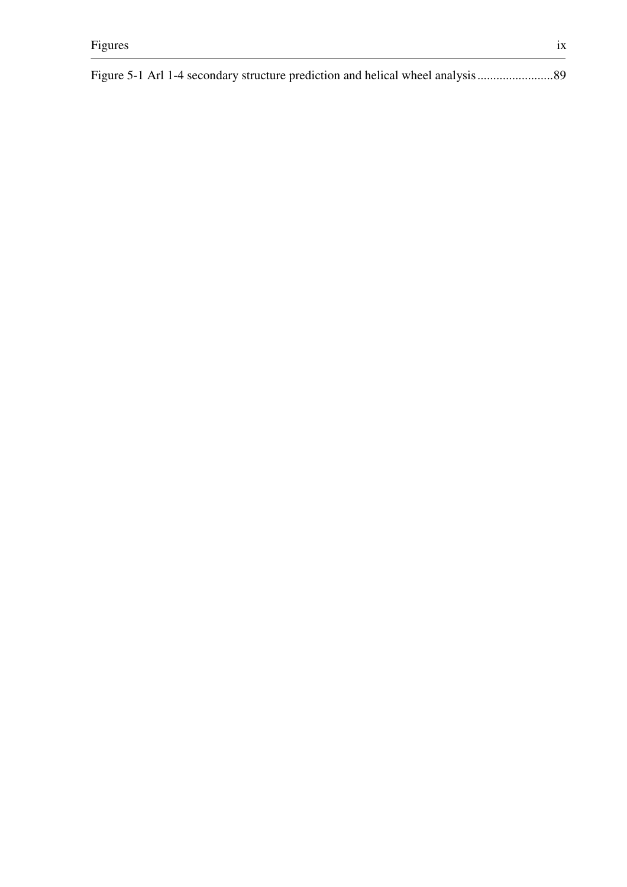Figure 5-1 Arl 1-4 secondary structure prediction and helical wheel analysis........................89